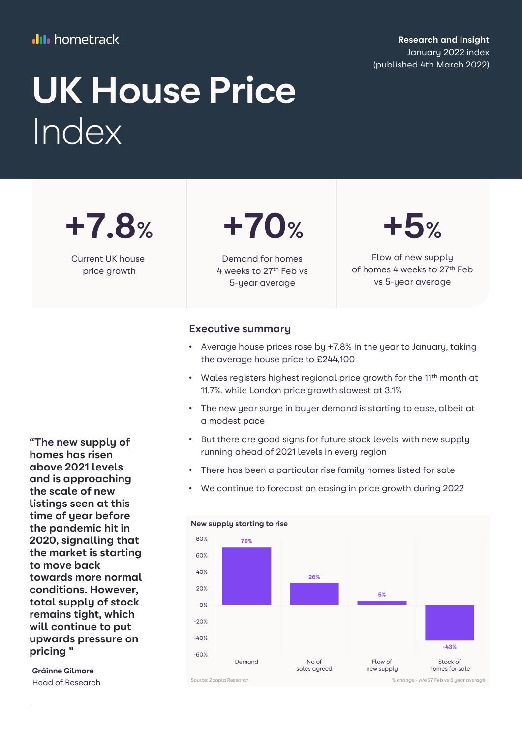hometrack

**Research and Insight**
January 2022 index
(published 4th March 2022)

# UK House Price Index

**+7.8%**
Current UK house price growth

**+70%**
Demand for homes 4 weeks to 27th Feb vs 5-year average

**+5%**
Flow of new supply of homes 4 weeks to 27th Feb vs 5-year average

## Executive summary

- Average house prices rose by +7.8% in the year to January, taking the average house price to £244,100
- Wales registers highest regional price growth for the 11th month at 11.7%, while London price growth slowest at 3.1%
- The new year surge in buyer demand is starting to ease, albeit at a modest pace
- But there are good signs for future stock levels, with new supply running ahead of 2021 levels in every region
- There has been a particular rise family homes listed for sale
- We continue to forecast an easing in price growth during 2022

**"The new supply of homes has risen above 2021 levels and is approaching the scale of new listings seen at this time of year before the pandemic hit in 2020, signalling that the market is starting to move back towards more normal conditions. However, total supply of stock remains tight, which will continue to put upwards pressure on pricing "**

**Gráinne Gilmore**
Head of Research

**New supply starting to rise**

| | Demand | No of sales agreed | Flow of new supply | Stock of homes for sale |
|---|---|---|---|---|
| % change | 70% | 26% | 5% | -43% |

Source: Zoopla Research

% change - w/e 27 Feb vs 5 year average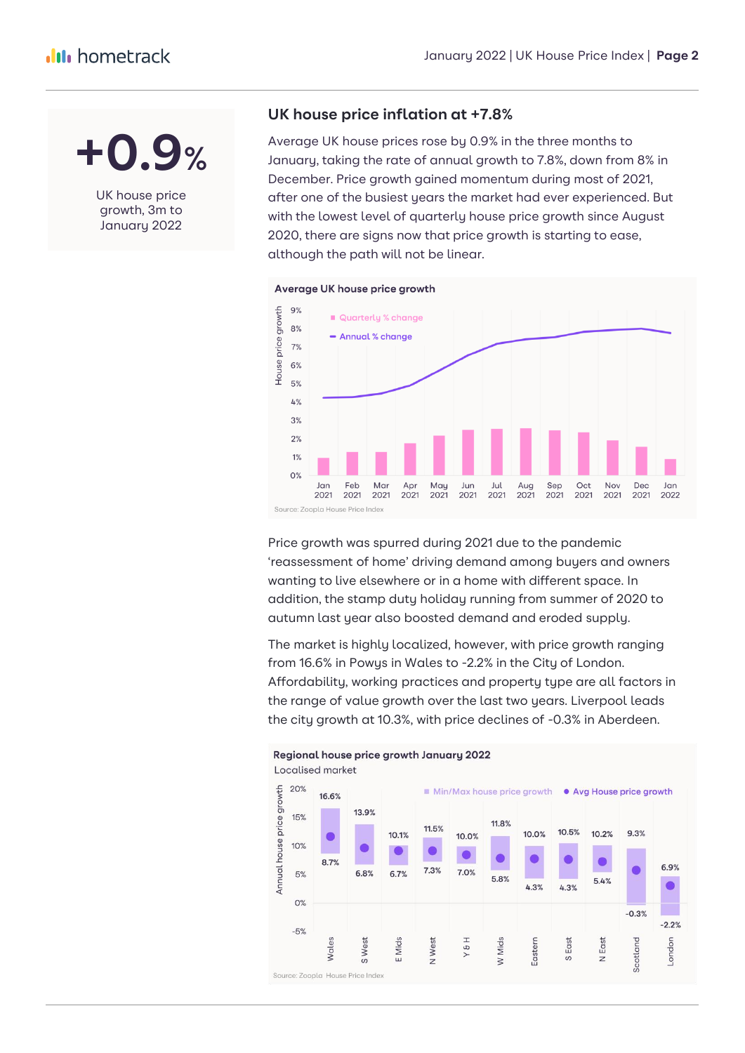**+0.9%**

UK house price growth, 3m to January 2022

## UK house price inflation at +7.8%

Average UK house prices rose by 0.9% in the three months to January, taking the rate of annual growth to 7.8%, down from 8% in December. Price growth gained momentum during most of 2021, after one of the busiest years the market had ever experienced. But with the lowest level of quarterly house price growth since August 2020, there are signs now that price growth is starting to ease, although the path will not be linear.

**Average UK house price growth**

Source: Zoopla House Price Index

Price growth was spurred during 2021 due to the pandemic 'reassessment of home' driving demand among buyers and owners wanting to live elsewhere or in a home with different space. In addition, the stamp duty holiday running from summer of 2020 to autumn last year also boosted demand and eroded supply.

The market is highly localized, however, with price growth ranging from 16.6% in Powys in Wales to -2.2% in the City of London. Affordability, working practices and property type are all factors in the range of value growth over the last two years. Liverpool leads the city growth at 10.3%, with price declines of -0.3% in Aberdeen.

**Regional house price growth January 2022**

Localised market

| Region | Max | Min |
|---|---|---|
| Wales | 16.6% | 8.7% |
| S West | 13.9% | 6.8% |
| E Mids | 10.1% | 6.7% |
| N West | 11.5% | 7.3% |
| Y & H | 10.0% | 7.0% |
| W Mids | 11.8% | 5.8% |
| Eastern | 10.0% | 4.3% |
| S East | 10.5% | 4.3% |
| N East | 10.2% | 5.4% |
| Scotland | 9.3% | -0.3% |
| London | 6.9% | -2.2% |

Source: Zoopla House Price Index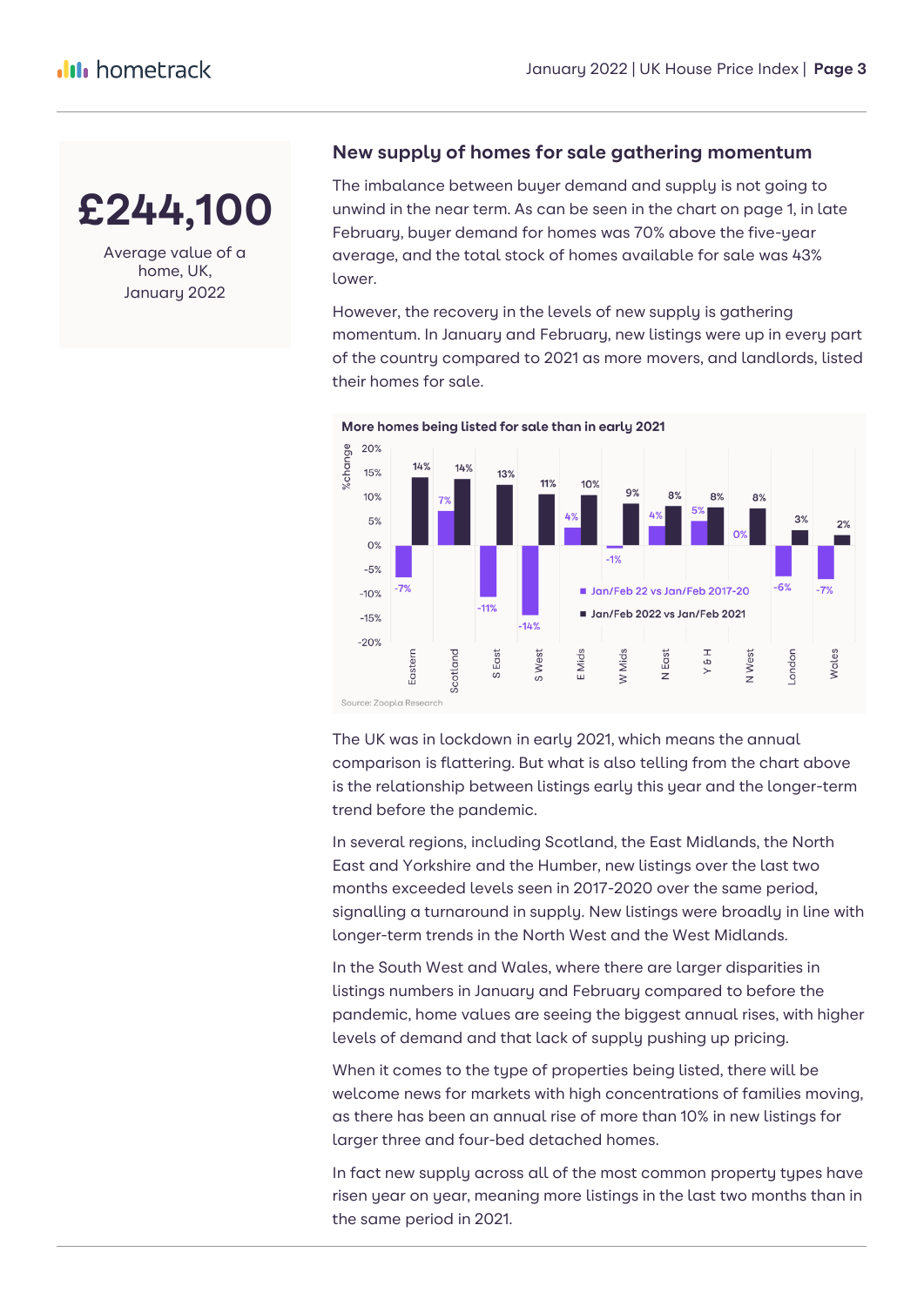**£244,100**

Average value of a home, UK, January 2022

## New supply of homes for sale gathering momentum

The imbalance between buyer demand and supply is not going to unwind in the near term. As can be seen in the chart on page 1, in late February, buyer demand for homes was 70% above the five-year average, and the total stock of homes available for sale was 43% lower.

However, the recovery in the levels of new supply is gathering momentum. In January and February, new listings were up in every part of the country compared to 2021 as more movers, and landlords, listed their homes for sale.

**More homes being listed for sale than in early 2021**

| Region | Jan/Feb 22 vs Jan/Feb 2017-20 | Jan/Feb 2022 vs Jan/Feb 2021 |
|---|---|---|
| Eastern | -7% | 14% |
| Scotland | 7% | 14% |
| S East | -11% | 13% |
| S West | -14% | 11% |
| E Mids | 4% | 10% |
| W Mids | -1% | 9% |
| N East | 4% | 8% |
| Y & H | 5% | 8% |
| N West | 0% | 8% |
| London | -6% | 3% |
| Wales | -7% | 2% |

Source: Zoopla Research

The UK was in lockdown in early 2021, which means the annual comparison is flattering. But what is also telling from the chart above is the relationship between listings early this year and the longer-term trend before the pandemic.

In several regions, including Scotland, the East Midlands, the North East and Yorkshire and the Humber, new listings over the last two months exceeded levels seen in 2017-2020 over the same period, signalling a turnaround in supply. New listings were broadly in line with longer-term trends in the North West and the West Midlands.

In the South West and Wales, where there are larger disparities in listings numbers in January and February compared to before the pandemic, home values are seeing the biggest annual rises, with higher levels of demand and that lack of supply pushing up pricing.

When it comes to the type of properties being listed, there will be welcome news for markets with high concentrations of families moving, as there has been an annual rise of more than 10% in new listings for larger three and four-bed detached homes.

In fact new supply across all of the most common property types have risen year on year, meaning more listings in the last two months than in the same period in 2021.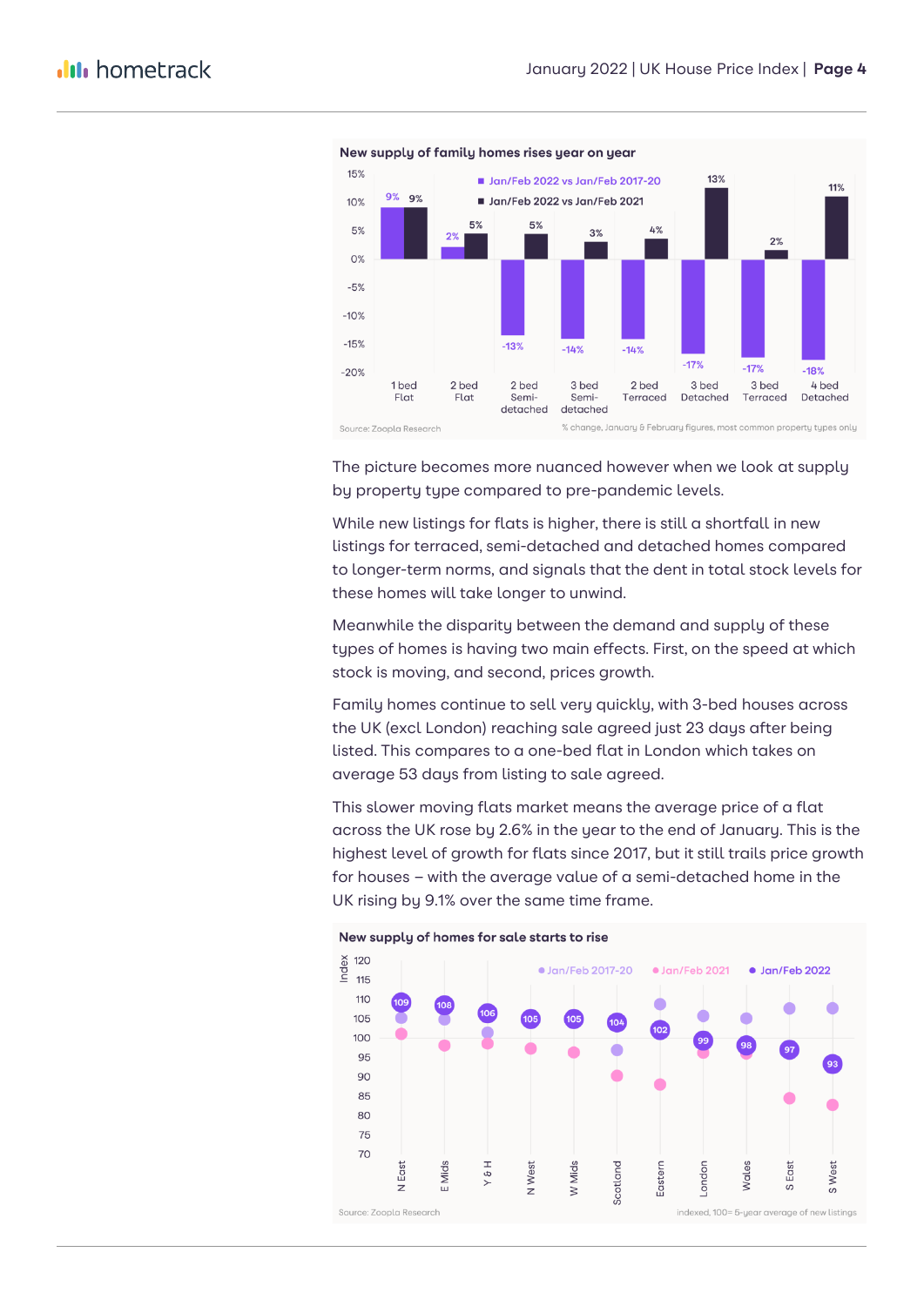**New supply of family homes rises year on year**

| | Jan/Feb 2022 vs Jan/Feb 2017-20 | Jan/Feb 2022 vs Jan/Feb 2021 |
|---|---|---|
| 1 bed Flat | 9% | 9% |
| 2 bed Flat | 2% | 5% |
| 2 bed Semi-detached | -13% | 5% |
| 3 bed Semi-detached | -14% | 3% |
| 2 bed Terraced | -14% | 4% |
| 3 bed Detached | -17% | 13% |
| 3 bed Terraced | -17% | 2% |
| 4 bed Detached | -18% | 11% |

Source: Zoopla Research

% change, January & February figures, most common property types only

The picture becomes more nuanced however when we look at supply by property type compared to pre-pandemic levels.

While new listings for flats is higher, there is still a shortfall in new listings for terraced, semi-detached and detached homes compared to longer-term norms, and signals that the dent in total stock levels for these homes will take longer to unwind.

Meanwhile the disparity between the demand and supply of these types of homes is having two main effects. First, on the speed at which stock is moving, and second, prices growth.

Family homes continue to sell very quickly, with 3-bed houses across the UK (excl London) reaching sale agreed just 23 days after being listed. This compares to a one-bed flat in London which takes on average 53 days from listing to sale agreed.

This slower moving flats market means the average price of a flat across the UK rose by 2.6% in the year to the end of January. This is the highest level of growth for flats since 2017, but it still trails price growth for houses – with the average value of a semi-detached home in the UK rising by 9.1% over the same time frame.

**New supply of homes for sale starts to rise**

| Region | Jan/Feb 2022 (Index) |
|---|---|
| N East | 109 |
| E Mids | 108 |
| Y & H | 106 |
| N West | 105 |
| W Mids | 105 |
| Scotland | 104 |
| Eastern | 102 |
| London | 99 |
| Wales | 98 |
| S East | 97 |
| S West | 93 |

Source: Zoopla Research

indexed, 100= 5-year average of new listings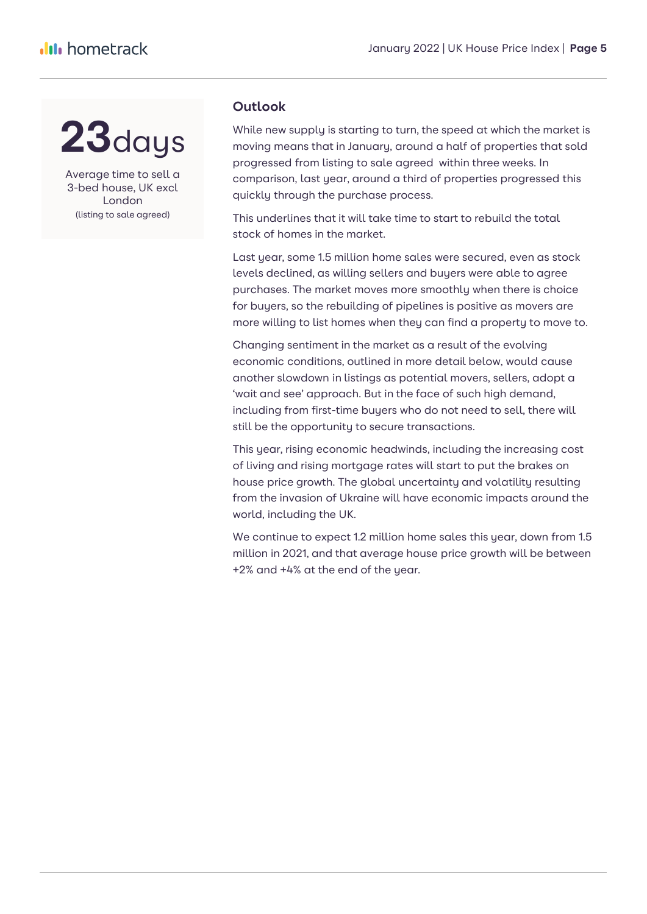**23**days

Average time to sell a 3-bed house, UK excl London
(listing to sale agreed)

### Outlook

While new supply is starting to turn, the speed at which the market is moving means that in January, around a half of properties that sold progressed from listing to sale agreed within three weeks. In comparison, last year, around a third of properties progressed this quickly through the purchase process.

This underlines that it will take time to start to rebuild the total stock of homes in the market.

Last year, some 1.5 million home sales were secured, even as stock levels declined, as willing sellers and buyers were able to agree purchases. The market moves more smoothly when there is choice for buyers, so the rebuilding of pipelines is positive as movers are more willing to list homes when they can find a property to move to.

Changing sentiment in the market as a result of the evolving economic conditions, outlined in more detail below, would cause another slowdown in listings as potential movers, sellers, adopt a 'wait and see' approach. But in the face of such high demand, including from first-time buyers who do not need to sell, there will still be the opportunity to secure transactions.

This year, rising economic headwinds, including the increasing cost of living and rising mortgage rates will start to put the brakes on house price growth. The global uncertainty and volatility resulting from the invasion of Ukraine will have economic impacts around the world, including the UK.

We continue to expect 1.2 million home sales this year, down from 1.5 million in 2021, and that average house price growth will be between +2% and +4% at the end of the year.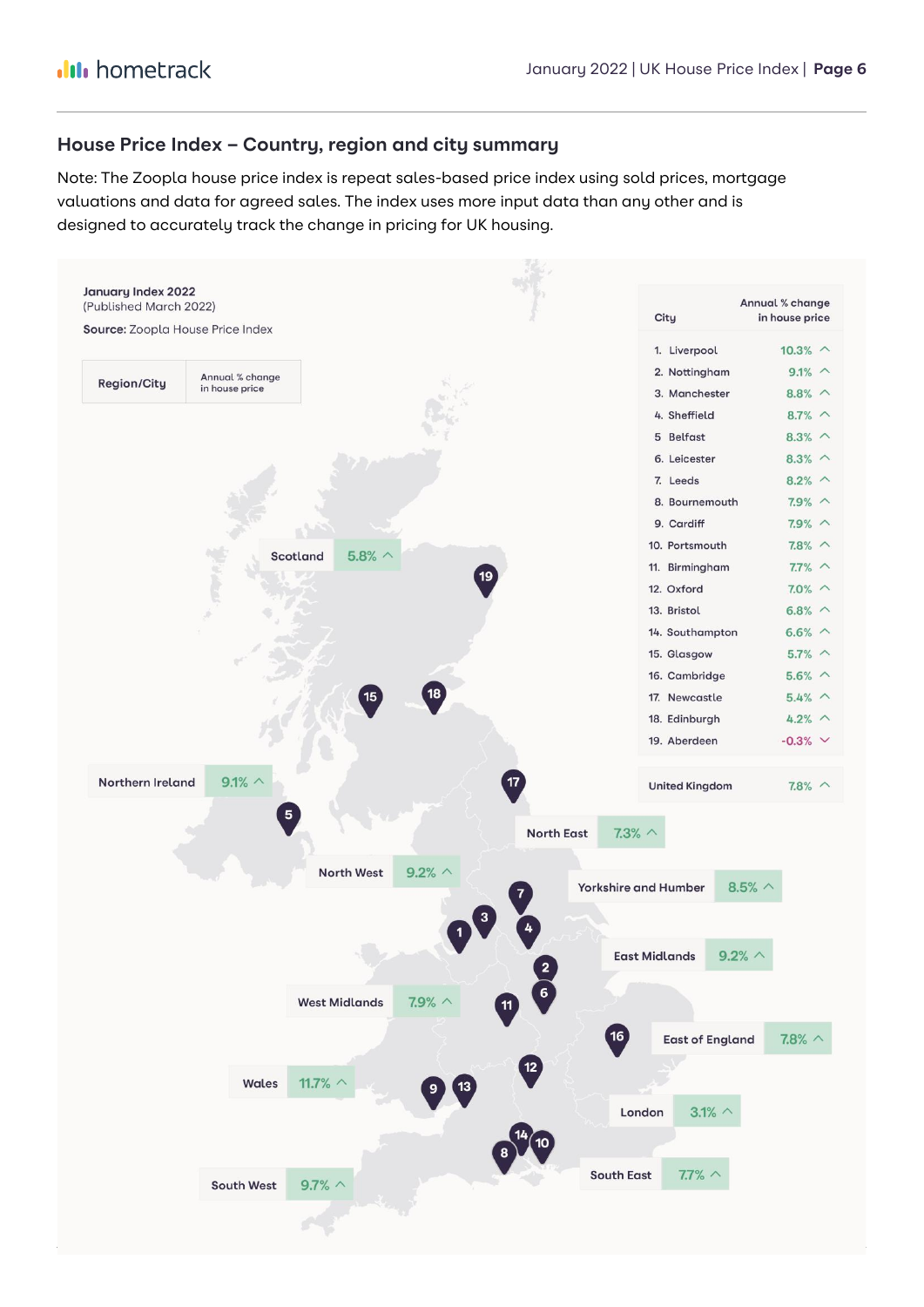## House Price Index – Country, region and city summary

Note: The Zoopla house price index is repeat sales-based price index using sold prices, mortgage valuations and data for agreed sales. The index uses more input data than any other and is designed to accurately track the change in pricing for UK housing.

**January Index 2022**
(Published March 2022)

**Source:** Zoopla House Price Index

| Region/City | Annual % change in house price |
|---|---|
| Scotland | 5.8% |
| Northern Ireland | 9.1% |
| North East | 7.3% |
| North West | 9.2% |
| Yorkshire and Humber | 8.5% |
| East Midlands | 9.2% |
| West Midlands | 7.9% |
| East of England | 7.8% |
| Wales | 11.7% |
| London | 3.1% |
| South West | 9.7% |
| South East | 7.7% |

| City | Annual % change in house price |
|---|---|
| 1. Liverpool | 10.3% |
| 2. Nottingham | 9.1% |
| 3. Manchester | 8.8% |
| 4. Sheffield | 8.7% |
| 5 Belfast | 8.3% |
| 6. Leicester | 8.3% |
| 7. Leeds | 8.2% |
| 8. Bournemouth | 7.9% |
| 9. Cardiff | 7.9% |
| 10. Portsmouth | 7.8% |
| 11. Birmingham | 7.7% |
| 12. Oxford | 7.0% |
| 13. Bristol | 6.8% |
| 14. Southampton | 6.6% |
| 15. Glasgow | 5.7% |
| 16. Cambridge | 5.6% |
| 17. Newcastle | 5.4% |
| 18. Edinburgh | 4.2% |
| 19. Aberdeen | -0.3% |
| United Kingdom | 7.8% |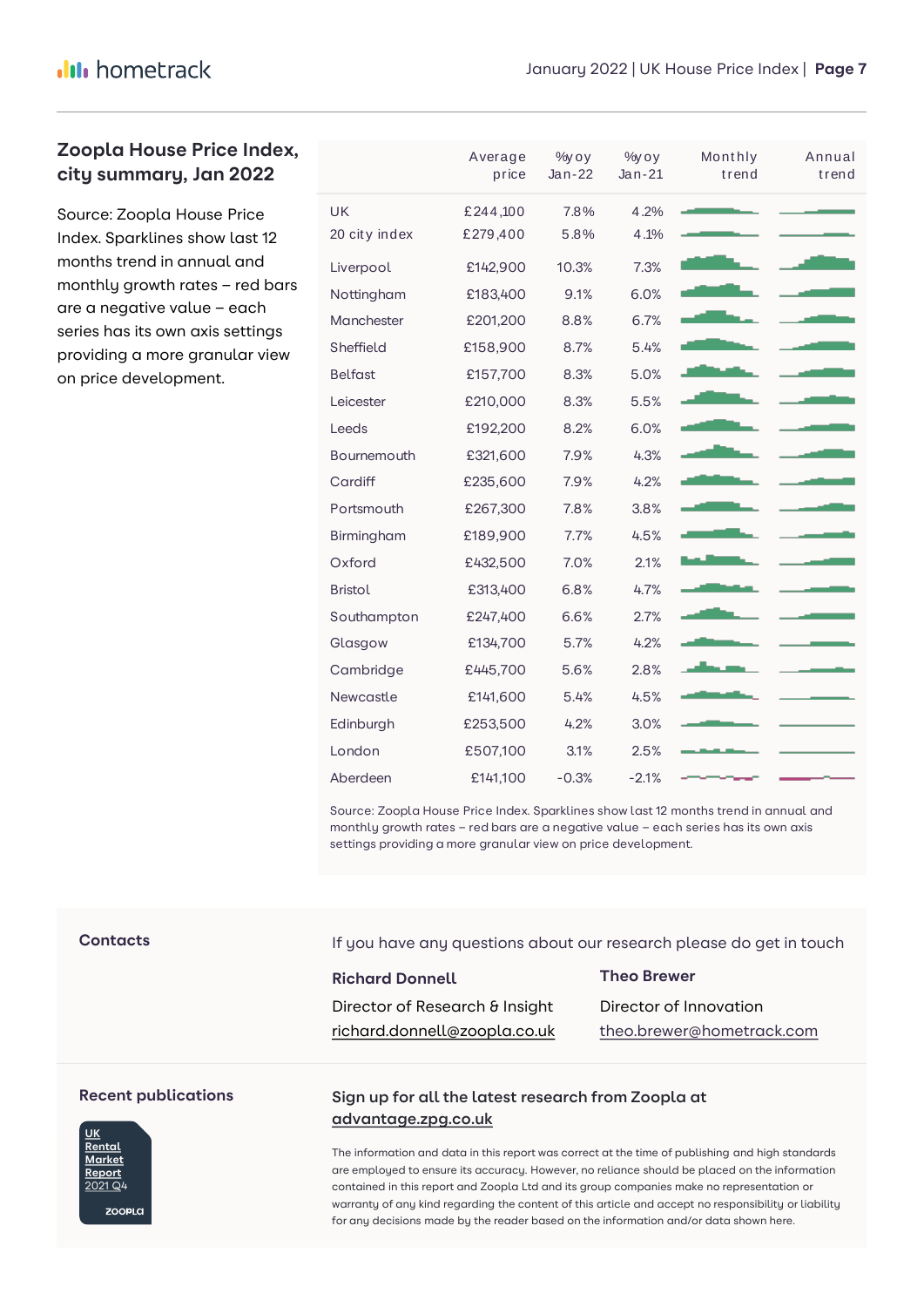## Zoopla House Price Index, city summary, Jan 2022

Source: Zoopla House Price Index. Sparklines show last 12 months trend in annual and monthly growth rates – red bars are a negative value – each series has its own axis settings providing a more granular view on price development.

| | Average price | %yoy Jan-22 | %yoy Jan-21 | Monthly trend | Annual trend |
|---|---|---|---|---|---|
| UK | £244,100 | 7.8% | 4.2% | | |
| 20 city index | £279,400 | 5.8% | 4.1% | | |
| Liverpool | £142,900 | 10.3% | 7.3% | | |
| Nottingham | £183,400 | 9.1% | 6.0% | | |
| Manchester | £201,200 | 8.8% | 6.7% | | |
| Sheffield | £158,900 | 8.7% | 5.4% | | |
| Belfast | £157,700 | 8.3% | 5.0% | | |
| Leicester | £210,000 | 8.3% | 5.5% | | |
| Leeds | £192,200 | 8.2% | 6.0% | | |
| Bournemouth | £321,600 | 7.9% | 4.3% | | |
| Cardiff | £235,600 | 7.9% | 4.2% | | |
| Portsmouth | £267,300 | 7.8% | 3.8% | | |
| Birmingham | £189,900 | 7.7% | 4.5% | | |
| Oxford | £432,500 | 7.0% | 2.1% | | |
| Bristol | £313,400 | 6.8% | 4.7% | | |
| Southampton | £247,400 | 6.6% | 2.7% | | |
| Glasgow | £134,700 | 5.7% | 4.2% | | |
| Cambridge | £445,700 | 5.6% | 2.8% | | |
| Newcastle | £141,600 | 5.4% | 4.5% | | |
| Edinburgh | £253,500 | 4.2% | 3.0% | | |
| London | £507,100 | 3.1% | 2.5% | | |
| Aberdeen | £141,100 | -0.3% | -2.1% | | |

Source: Zoopla House Price Index. Sparklines show last 12 months trend in annual and monthly growth rates – red bars are a negative value – each series has its own axis settings providing a more granular view on price development.

### Contacts

If you have any questions about our research please do get in touch

**Richard Donnell**
Director of Research & Insight
richard.donnell@zoopla.co.uk

**Theo Brewer**
Director of Innovation
theo.brewer@hometrack.com

### Recent publications

UK Rental Market Report 2021 Q4
ZOOPLA

**Sign up for all the latest research from Zoopla at advantage.zpg.co.uk**

The information and data in this report was correct at the time of publishing and high standards are employed to ensure its accuracy. However, no reliance should be placed on the information contained in this report and Zoopla Ltd and its group companies make no representation or warranty of any kind regarding the content of this article and accept no responsibility or liability for any decisions made by the reader based on the information and/or data shown here.